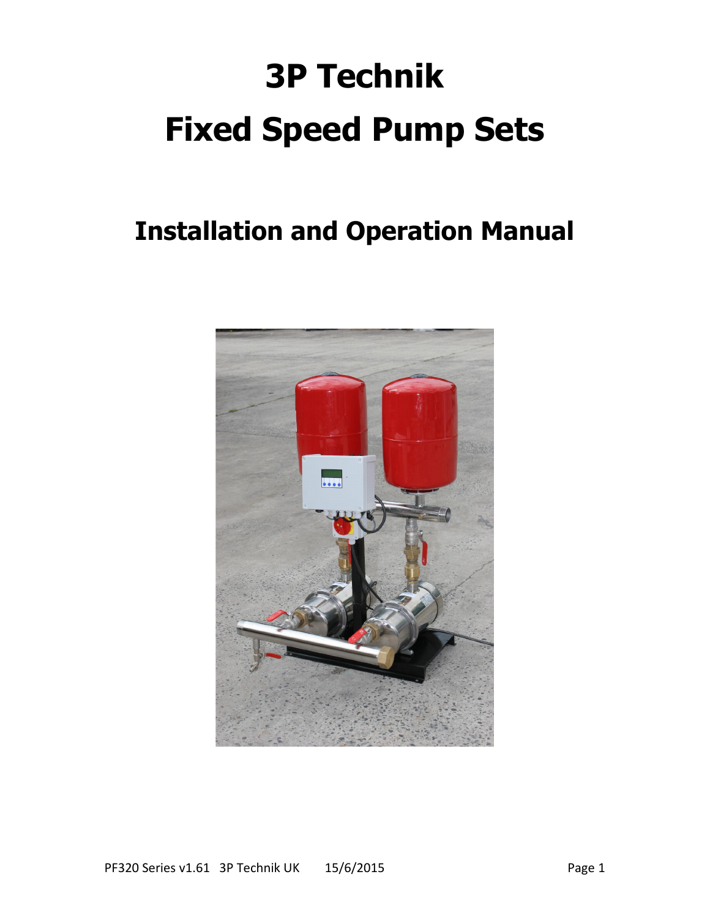# 3P Technik

# Fixed Speed Pump Sets

## Installation and Operation Manual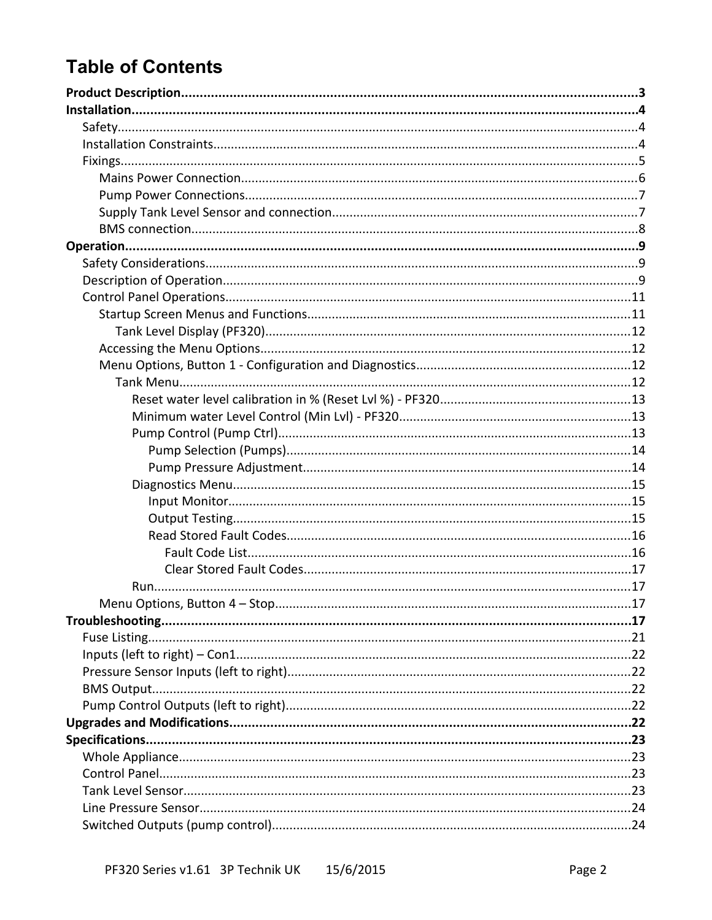# Table of Contents

**Product Description....................3**
**Installation....................4**
- Safety....................4
- Installation Constraints....................4
- Fixings....................5
  - Mains Power Connection....................6
  - Pump Power Connections....................7
  - Supply Tank Level Sensor and connection....................7
  - BMS connection....................8

**Operation....................9**
- Safety Considerations....................9
- Description of Operation....................9
- Control Panel Operations....................11
  - Startup Screen Menus and Functions....................11
    - Tank Level Display (PF320)....................12
  - Accessing the Menu Options....................12
  - Menu Options, Button 1 - Configuration and Diagnostics....................12
    - Tank Menu....................12
      - Reset water level calibration in % (Reset Lvl %) - PF320....................13
      - Minimum water Level Control (Min Lvl) - PF320....................13
      - Pump Control (Pump Ctrl)....................13
        - Pump Selection (Pumps)....................14
        - Pump Pressure Adjustment....................14
      - Diagnostics Menu....................15
        - Input Monitor....................15
        - Output Testing....................15
        - Read Stored Fault Codes....................16
          - Fault Code List....................16
          - Clear Stored Fault Codes....................17
      - Run....................17
  - Menu Options, Button 4 – Stop....................17

**Troubleshooting....................17**
- Fuse Listing....................21
- Inputs (left to right) – Con1....................22
- Pressure Sensor Inputs (left to right)....................22
- BMS Output....................22
- Pump Control Outputs (left to right)....................22

**Upgrades and Modifications....................22**
**Specifications....................23**
- Whole Appliance....................23
- Control Panel....................23
- Tank Level Sensor....................23
- Line Pressure Sensor....................24
- Switched Outputs (pump control)....................24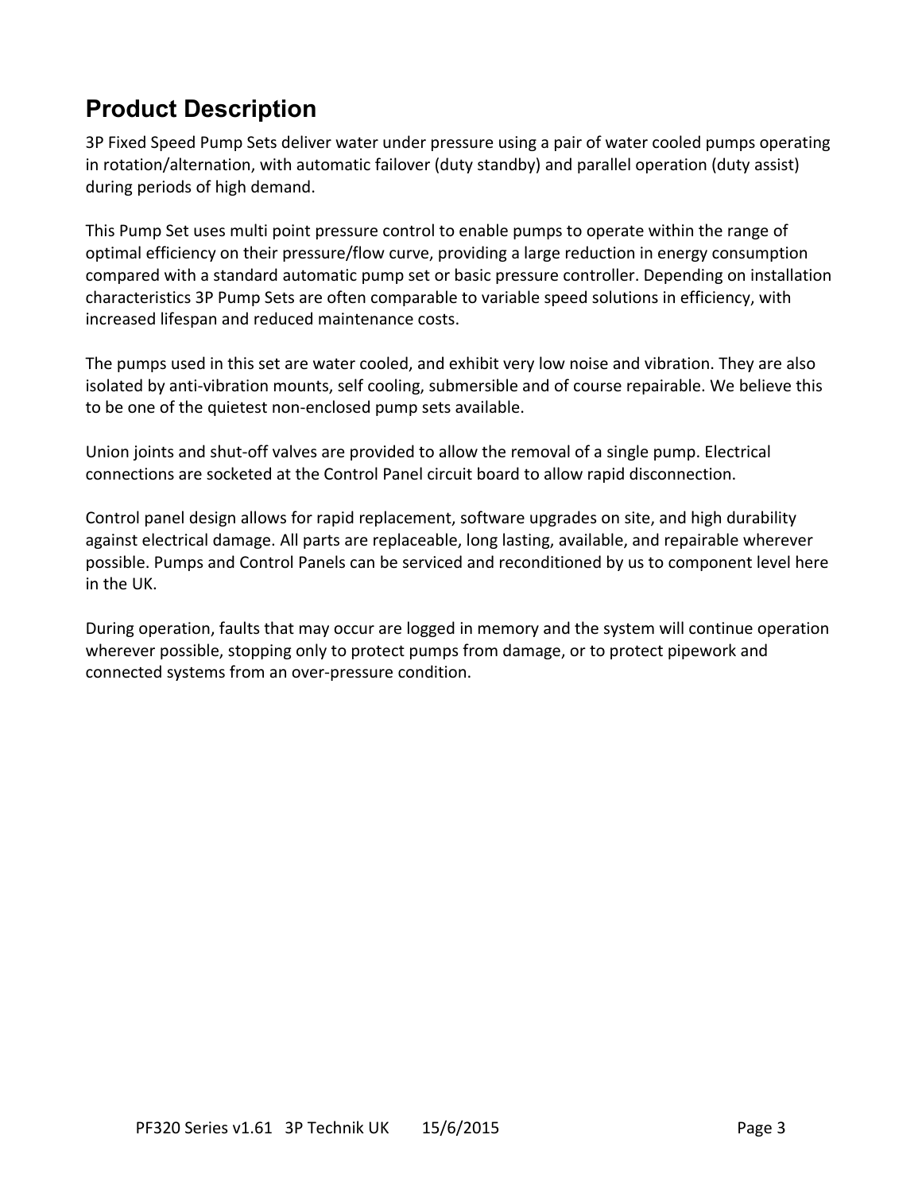# Product Description

3P Fixed Speed Pump Sets deliver water under pressure using a pair of water cooled pumps operating in rotation/alternation, with automatic failover (duty standby) and parallel operation (duty assist) during periods of high demand.

This Pump Set uses multi point pressure control to enable pumps to operate within the range of optimal efficiency on their pressure/flow curve, providing a large reduction in energy consumption compared with a standard automatic pump set or basic pressure controller. Depending on installation characteristics 3P Pump Sets are often comparable to variable speed solutions in efficiency, with increased lifespan and reduced maintenance costs.

The pumps used in this set are water cooled, and exhibit very low noise and vibration. They are also isolated by anti-vibration mounts, self cooling, submersible and of course repairable. We believe this to be one of the quietest non-enclosed pump sets available.

Union joints and shut-off valves are provided to allow the removal of a single pump. Electrical connections are socketed at the Control Panel circuit board to allow rapid disconnection.

Control panel design allows for rapid replacement, software upgrades on site, and high durability against electrical damage. All parts are replaceable, long lasting, available, and repairable wherever possible. Pumps and Control Panels can be serviced and reconditioned by us to component level here in the UK.

During operation, faults that may occur are logged in memory and the system will continue operation wherever possible, stopping only to protect pumps from damage, or to protect pipework and connected systems from an over-pressure condition.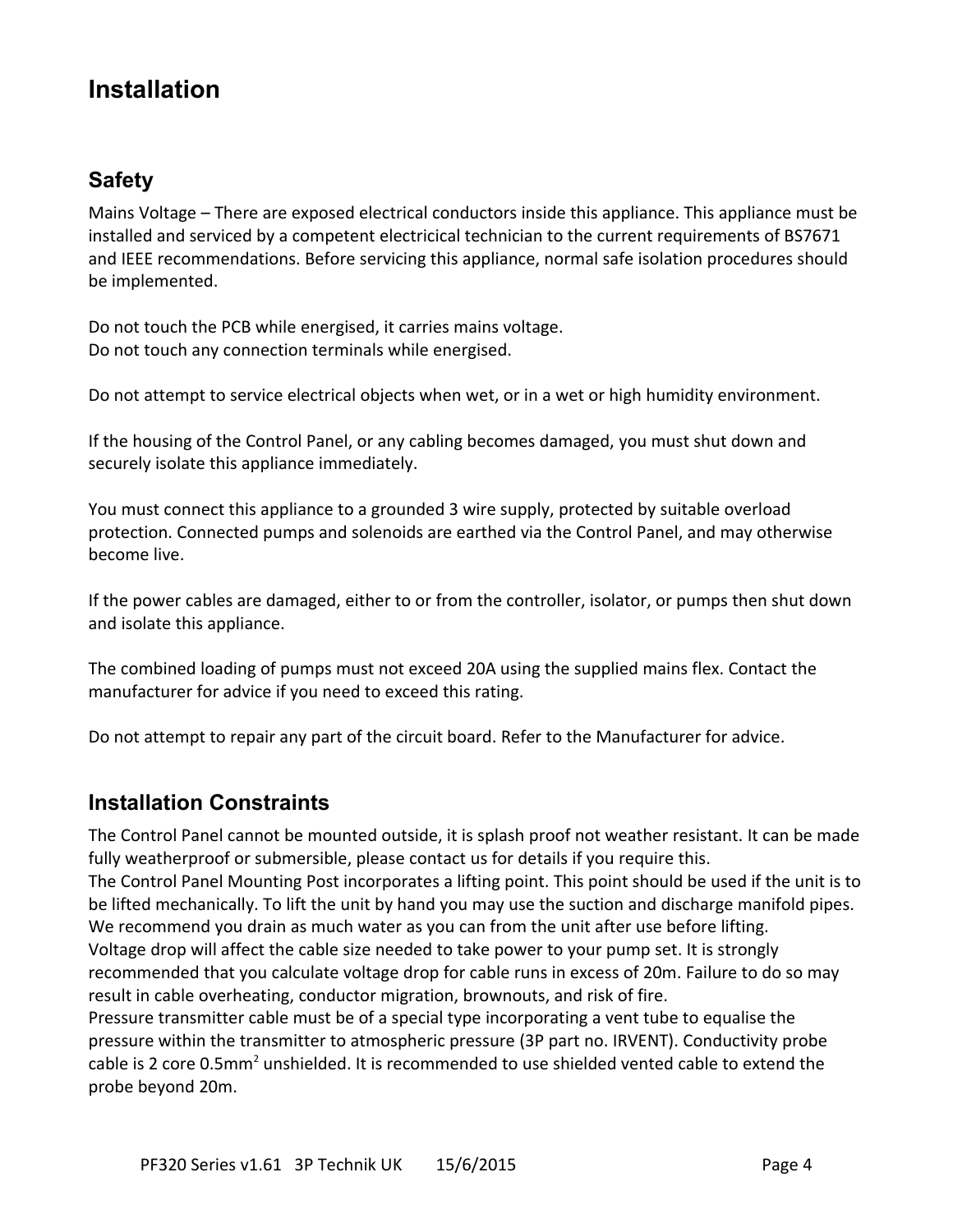# Installation

## Safety

Mains Voltage – There are exposed electrical conductors inside this appliance. This appliance must be installed and serviced by a competent electricical technician to the current requirements of BS7671 and IEEE recommendations. Before servicing this appliance, normal safe isolation procedures should be implemented.

Do not touch the PCB while energised, it carries mains voltage.
Do not touch any connection terminals while energised.

Do not attempt to service electrical objects when wet, or in a wet or high humidity environment.

If the housing of the Control Panel, or any cabling becomes damaged, you must shut down and securely isolate this appliance immediately.

You must connect this appliance to a grounded 3 wire supply, protected by suitable overload protection. Connected pumps and solenoids are earthed via the Control Panel, and may otherwise become live.

If the power cables are damaged, either to or from the controller, isolator, or pumps then shut down and isolate this appliance.

The combined loading of pumps must not exceed 20A using the supplied mains flex. Contact the manufacturer for advice if you need to exceed this rating.

Do not attempt to repair any part of the circuit board. Refer to the Manufacturer for advice.

## Installation Constraints

The Control Panel cannot be mounted outside, it is splash proof not weather resistant. It can be made fully weatherproof or submersible, please contact us for details if you require this.
The Control Panel Mounting Post incorporates a lifting point. This point should be used if the unit is to be lifted mechanically. To lift the unit by hand you may use the suction and discharge manifold pipes. We recommend you drain as much water as you can from the unit after use before lifting.
Voltage drop will affect the cable size needed to take power to your pump set. It is strongly recommended that you calculate voltage drop for cable runs in excess of 20m. Failure to do so may result in cable overheating, conductor migration, brownouts, and risk of fire.
Pressure transmitter cable must be of a special type incorporating a vent tube to equalise the pressure within the transmitter to atmospheric pressure (3P part no. IRVENT). Conductivity probe cable is 2 core 0.5mm$^2$ unshielded. It is recommended to use shielded vented cable to extend the probe beyond 20m.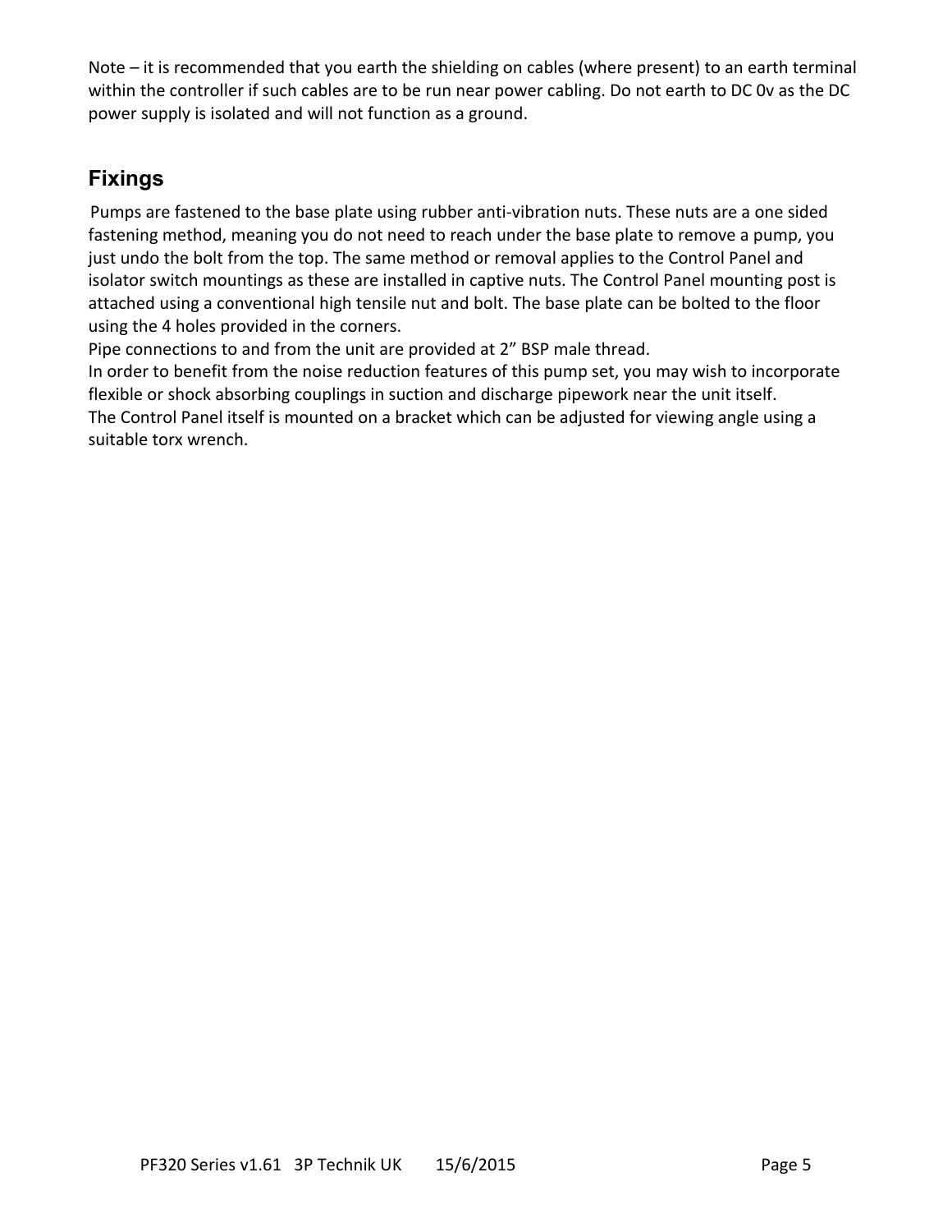Note – it is recommended that you earth the shielding on cables (where present) to an earth terminal within the controller if such cables are to be run near power cabling. Do not earth to DC 0v as the DC power supply is isolated and will not function as a ground.

## Fixings

Pumps are fastened to the base plate using rubber anti-vibration nuts. These nuts are a one sided fastening method, meaning you do not need to reach under the base plate to remove a pump, you just undo the bolt from the top. The same method or removal applies to the Control Panel and isolator switch mountings as these are installed in captive nuts. The Control Panel mounting post is attached using a conventional high tensile nut and bolt. The base plate can be bolted to the floor using the 4 holes provided in the corners.

Pipe connections to and from the unit are provided at 2" BSP male thread.

In order to benefit from the noise reduction features of this pump set, you may wish to incorporate flexible or shock absorbing couplings in suction and discharge pipework near the unit itself.

The Control Panel itself is mounted on a bracket which can be adjusted for viewing angle using a suitable torx wrench.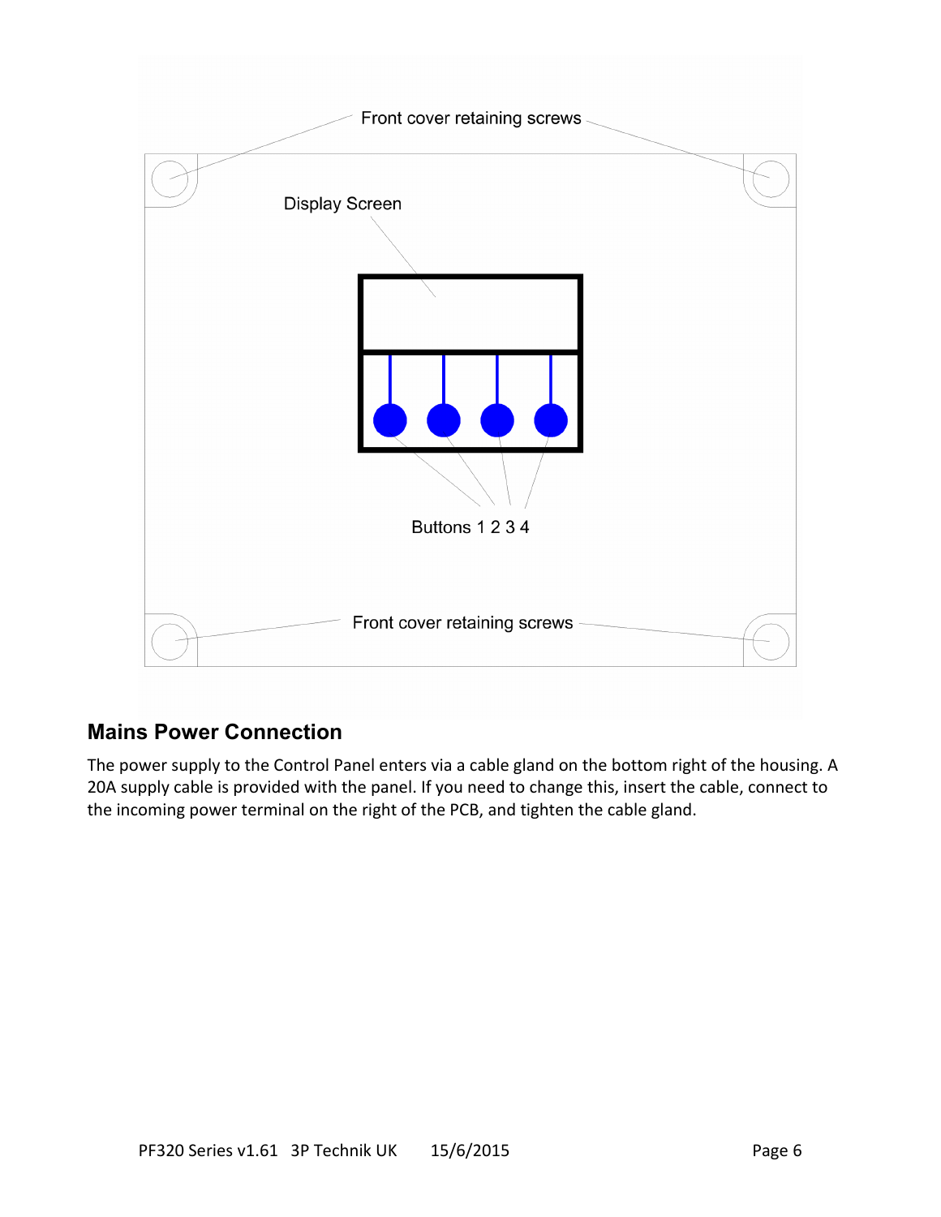Front cover retaining screws

Display Screen

Buttons 1 2 3 4

Front cover retaining screws

## Mains Power Connection

The power supply to the Control Panel enters via a cable gland on the bottom right of the housing. A 20A supply cable is provided with the panel. If you need to change this, insert the cable, connect to the incoming power terminal on the right of the PCB, and tighten the cable gland.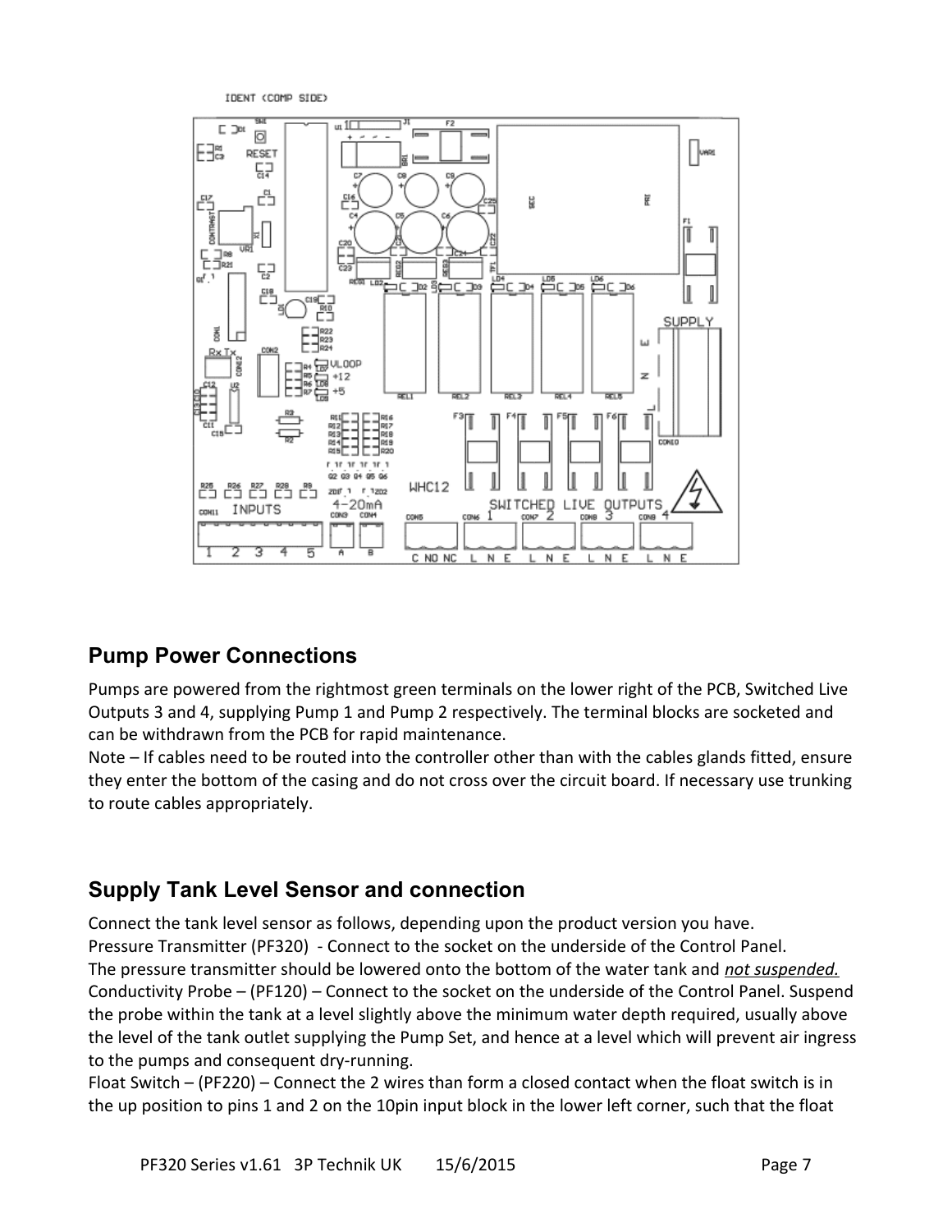## Pump Power Connections

Pumps are powered from the rightmost green terminals on the lower right of the PCB, Switched Live Outputs 3 and 4, supplying Pump 1 and Pump 2 respectively. The terminal blocks are socketed and can be withdrawn from the PCB for rapid maintenance.

Note – If cables need to be routed into the controller other than with the cables glands fitted, ensure they enter the bottom of the casing and do not cross over the circuit board. If necessary use trunking to route cables appropriately.

## Supply Tank Level Sensor and connection

Connect the tank level sensor as follows, depending upon the product version you have.

Pressure Transmitter (PF320) - Connect to the socket on the underside of the Control Panel.

The pressure transmitter should be lowered onto the bottom of the water tank and ***not suspended.***

Conductivity Probe – (PF120) – Connect to the socket on the underside of the Control Panel. Suspend the probe within the tank at a level slightly above the minimum water depth required, usually above the level of the tank outlet supplying the Pump Set, and hence at a level which will prevent air ingress to the pumps and consequent dry-running.

Float Switch – (PF220) – Connect the 2 wires than form a closed contact when the float switch is in the up position to pins 1 and 2 on the 10pin input block in the lower left corner, such that the float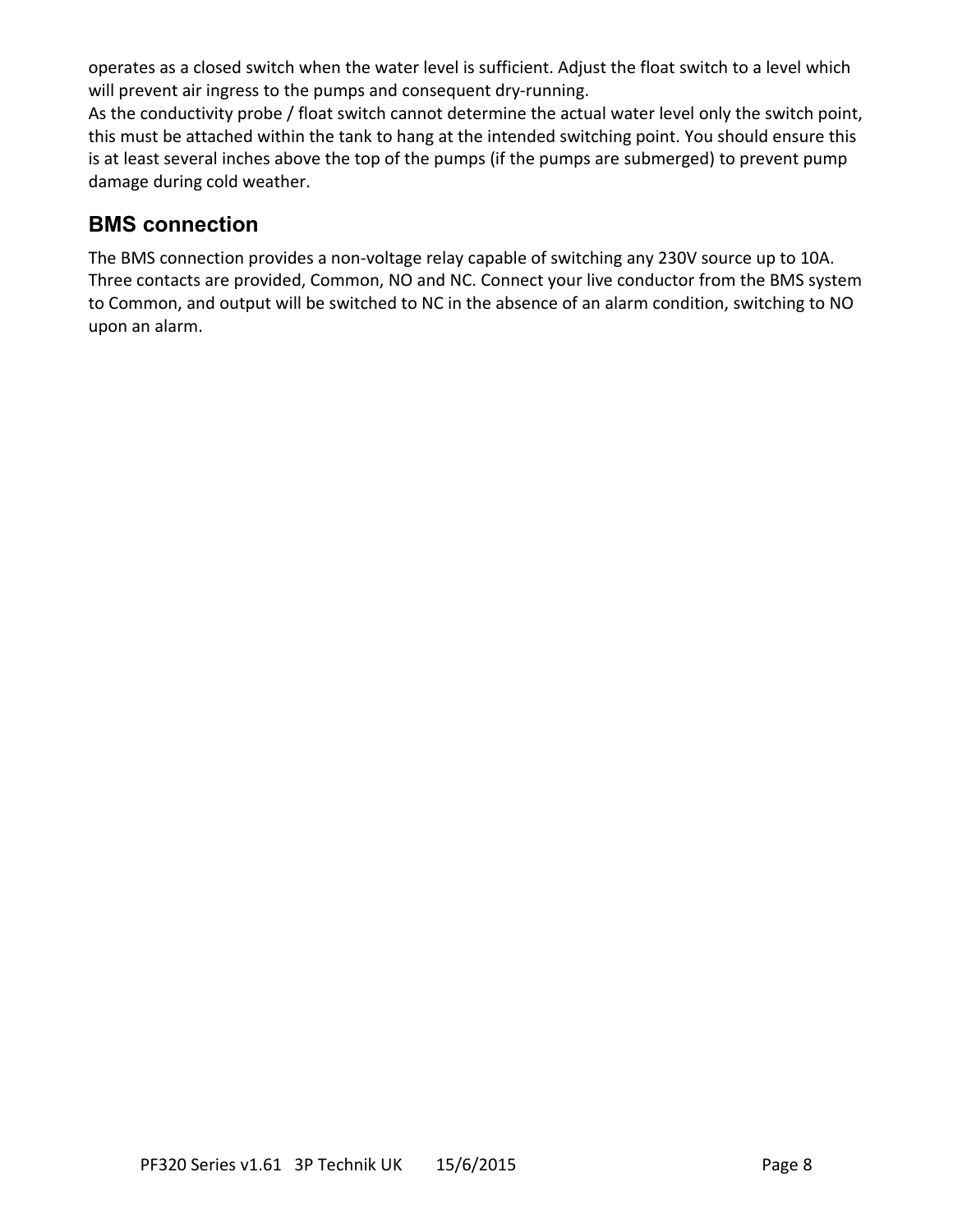operates as a closed switch when the water level is sufficient. Adjust the float switch to a level which will prevent air ingress to the pumps and consequent dry-running.
As the conductivity probe / float switch cannot determine the actual water level only the switch point, this must be attached within the tank to hang at the intended switching point. You should ensure this is at least several inches above the top of the pumps (if the pumps are submerged) to prevent pump damage during cold weather.

## BMS connection

The BMS connection provides a non-voltage relay capable of switching any 230V source up to 10A. Three contacts are provided, Common, NO and NC. Connect your live conductor from the BMS system to Common, and output will be switched to NC in the absence of an alarm condition, switching to NO upon an alarm.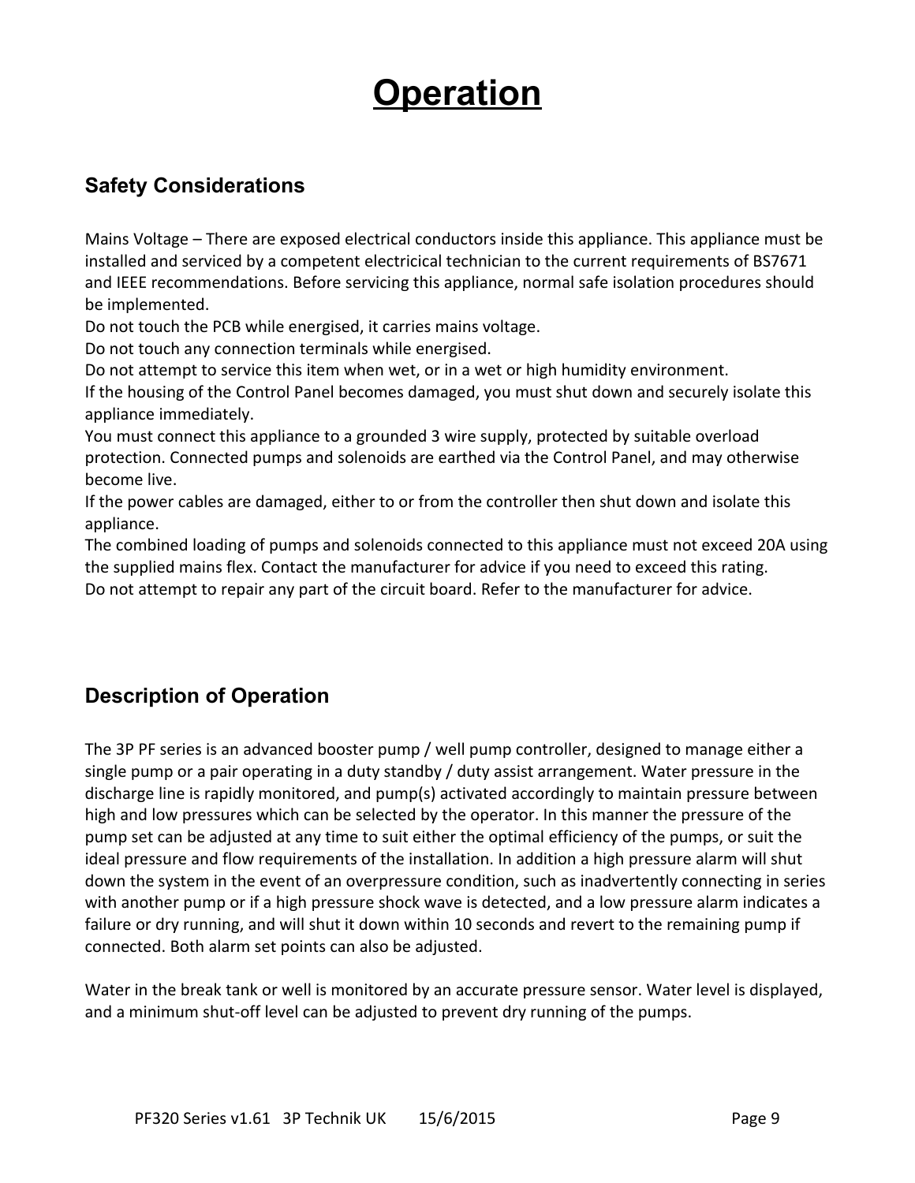# Operation

## Safety Considerations

Mains Voltage – There are exposed electrical conductors inside this appliance. This appliance must be installed and serviced by a competent electricical technician to the current requirements of BS7671 and IEEE recommendations. Before servicing this appliance, normal safe isolation procedures should be implemented.
Do not touch the PCB while energised, it carries mains voltage.
Do not touch any connection terminals while energised.
Do not attempt to service this item when wet, or in a wet or high humidity environment.
If the housing of the Control Panel becomes damaged, you must shut down and securely isolate this appliance immediately.
You must connect this appliance to a grounded 3 wire supply, protected by suitable overload protection. Connected pumps and solenoids are earthed via the Control Panel, and may otherwise become live.
If the power cables are damaged, either to or from the controller then shut down and isolate this appliance.
The combined loading of pumps and solenoids connected to this appliance must not exceed 20A using the supplied mains flex. Contact the manufacturer for advice if you need to exceed this rating.
Do not attempt to repair any part of the circuit board. Refer to the manufacturer for advice.

## Description of Operation

The 3P PF series is an advanced booster pump / well pump controller, designed to manage either a single pump or a pair operating in a duty standby / duty assist arrangement. Water pressure in the discharge line is rapidly monitored, and pump(s) activated accordingly to maintain pressure between high and low pressures which can be selected by the operator. In this manner the pressure of the pump set can be adjusted at any time to suit either the optimal efficiency of the pumps, or suit the ideal pressure and flow requirements of the installation. In addition a high pressure alarm will shut down the system in the event of an overpressure condition, such as inadvertently connecting in series with another pump or if a high pressure shock wave is detected, and a low pressure alarm indicates a failure or dry running, and will shut it down within 10 seconds and revert to the remaining pump if connected. Both alarm set points can also be adjusted.

Water in the break tank or well is monitored by an accurate pressure sensor. Water level is displayed, and a minimum shut-off level can be adjusted to prevent dry running of the pumps.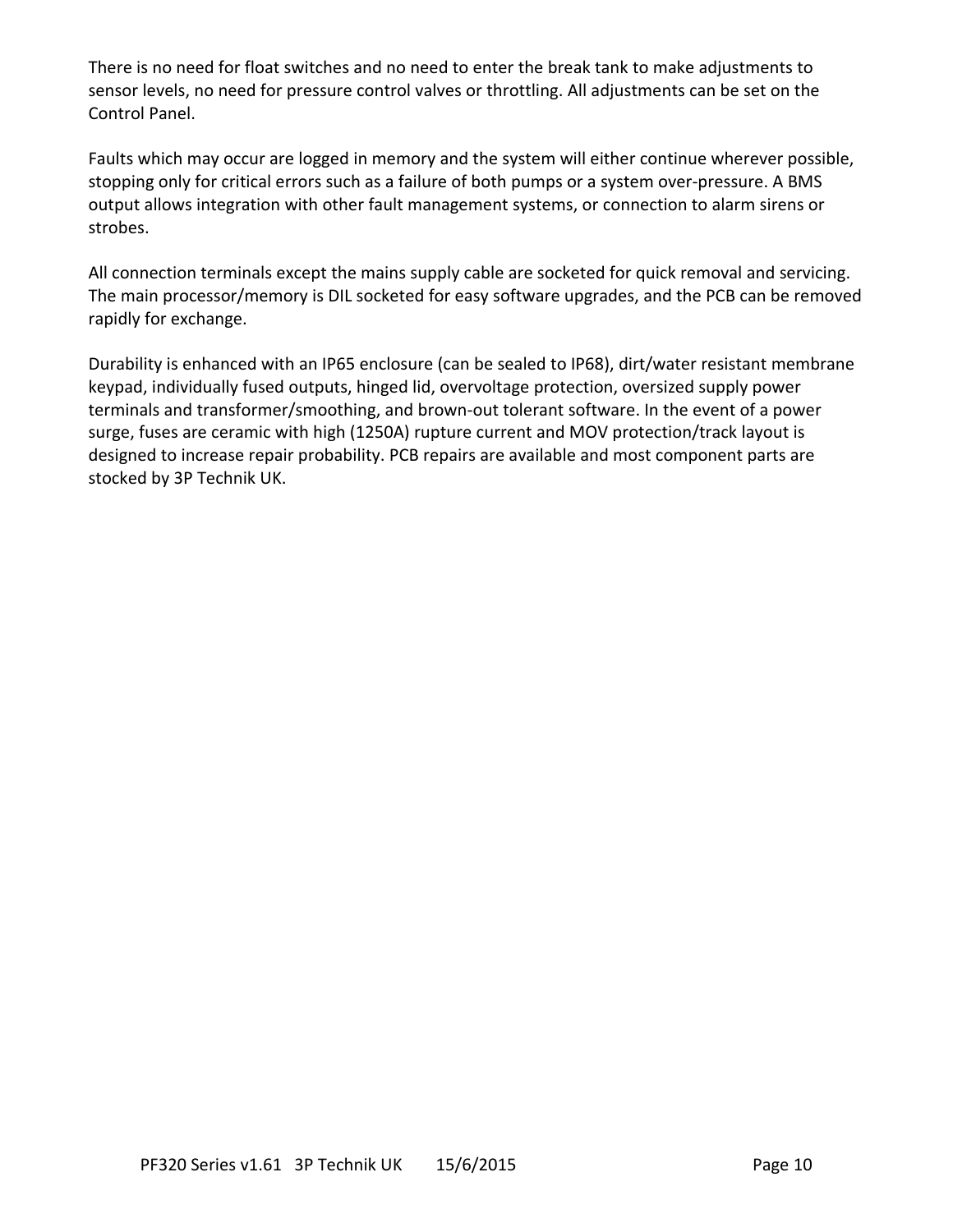There is no need for float switches and no need to enter the break tank to make adjustments to sensor levels, no need for pressure control valves or throttling. All adjustments can be set on the Control Panel.

Faults which may occur are logged in memory and the system will either continue wherever possible, stopping only for critical errors such as a failure of both pumps or a system over-pressure. A BMS output allows integration with other fault management systems, or connection to alarm sirens or strobes.

All connection terminals except the mains supply cable are socketed for quick removal and servicing. The main processor/memory is DIL socketed for easy software upgrades, and the PCB can be removed rapidly for exchange.

Durability is enhanced with an IP65 enclosure (can be sealed to IP68), dirt/water resistant membrane keypad, individually fused outputs, hinged lid, overvoltage protection, oversized supply power terminals and transformer/smoothing, and brown-out tolerant software. In the event of a power surge, fuses are ceramic with high (1250A) rupture current and MOV protection/track layout is designed to increase repair probability. PCB repairs are available and most component parts are stocked by 3P Technik UK.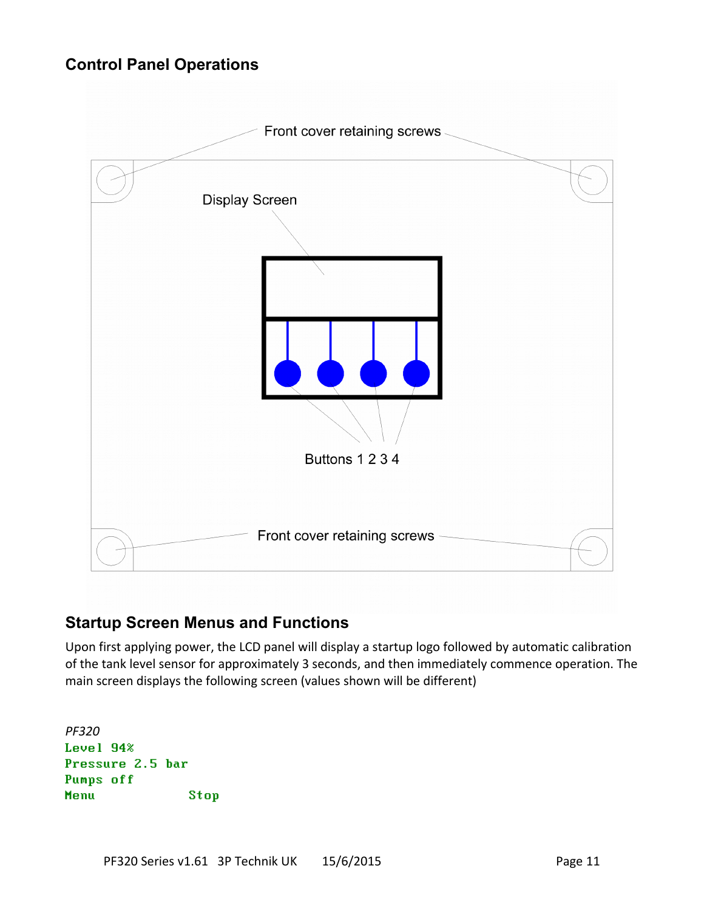## Control Panel Operations

Front cover retaining screws

Display Screen

Buttons 1 2 3 4

Front cover retaining screws

## Startup Screen Menus and Functions

Upon first applying power, the LCD panel will display a startup logo followed by automatic calibration of the tank level sensor for approximately 3 seconds, and then immediately commence operation. The main screen displays the following screen (values shown will be different)

*PF320*

```
Level 94%
Pressure 2.5 bar
Pumps off
Menu            Stop
```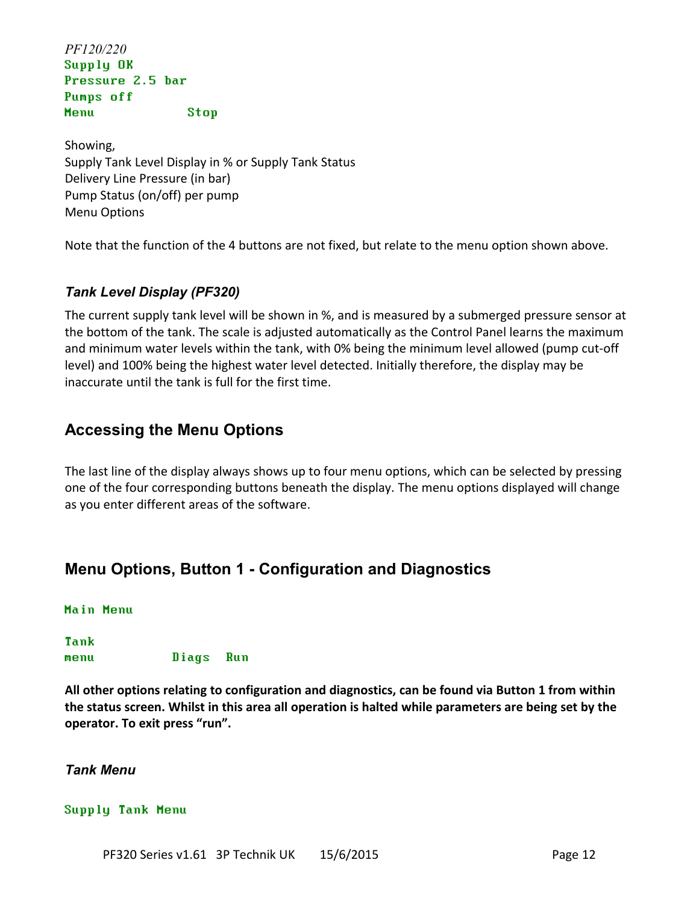*PF120/220*

```
Supply OK
Pressure 2.5 bar
Pumps off
Menu            Stop
```

Showing,
Supply Tank Level Display in % or Supply Tank Status
Delivery Line Pressure (in bar)
Pump Status (on/off) per pump
Menu Options

Note that the function of the 4 buttons are not fixed, but relate to the menu option shown above.

### *Tank Level Display (PF320)*

The current supply tank level will be shown in %, and is measured by a submerged pressure sensor at the bottom of the tank. The scale is adjusted automatically as the Control Panel learns the maximum and minimum water levels within the tank, with 0% being the minimum level allowed (pump cut-off level) and 100% being the highest water level detected. Initially therefore, the display may be inaccurate until the tank is full for the first time.

## Accessing the Menu Options

The last line of the display always shows up to four menu options, which can be selected by pressing one of the four corresponding buttons beneath the display. The menu options displayed will change as you enter different areas of the software.

## Menu Options, Button 1 - Configuration and Diagnostics

```
Main Menu

Tank
menu           Diags  Run
```

**All other options relating to configuration and diagnostics, can be found via Button 1 from within the status screen. Whilst in this area all operation is halted while parameters are being set by the operator. To exit press "run".**

### *Tank Menu*

```
Supply Tank Menu
```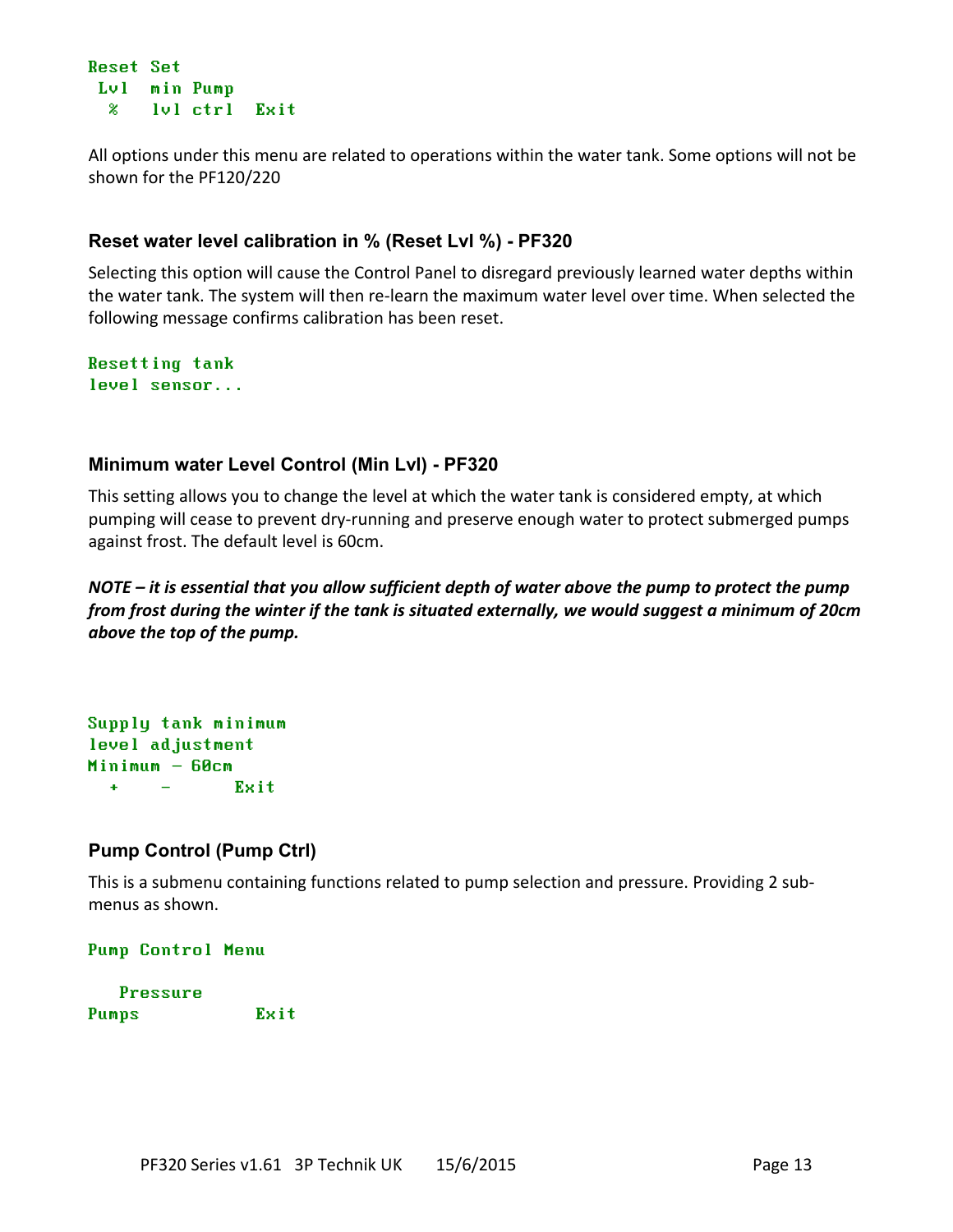```
Reset Set
 Lvl  min Pump
  %   lvl ctrl  Exit
```

All options under this menu are related to operations within the water tank. Some options will not be shown for the PF120/220

### Reset water level calibration in % (Reset Lvl %) - PF320

Selecting this option will cause the Control Panel to disregard previously learned water depths within the water tank. The system will then re-learn the maximum water level over time. When selected the following message confirms calibration has been reset.

```
Resetting tank
level sensor...
```

### Minimum water Level Control (Min Lvl) - PF320

This setting allows you to change the level at which the water tank is considered empty, at which pumping will cease to prevent dry-running and preserve enough water to protect submerged pumps against frost. The default level is 60cm.

***NOTE – it is essential that you allow sufficient depth of water above the pump to protect the pump from frost during the winter if the tank is situated externally, we would suggest a minimum of 20cm above the top of the pump.***

```
Supply tank minimum
level adjustment
Minimum - 60cm
  +    -      Exit
```

### Pump Control (Pump Ctrl)

This is a submenu containing functions related to pump selection and pressure. Providing 2 sub-menus as shown.

```
Pump Control Menu

   Pressure
Pumps           Exit
```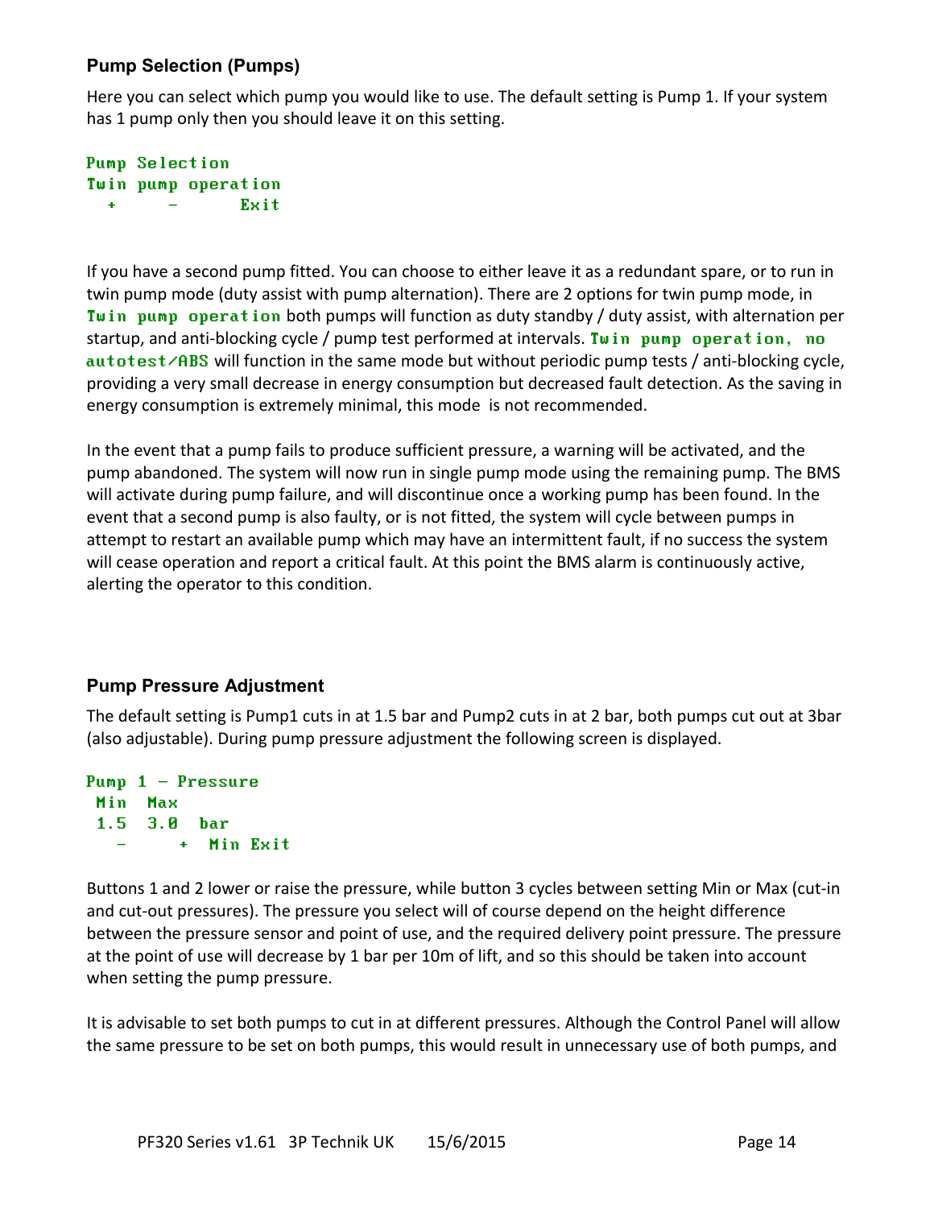### Pump Selection (Pumps)

Here you can select which pump you would like to use. The default setting is Pump 1. If your system has 1 pump only then you should leave it on this setting.

```
Pump Selection
Twin pump operation
  +     -       Exit
```

If you have a second pump fitted. You can choose to either leave it as a redundant spare, or to run in twin pump mode (duty assist with pump alternation). There are 2 options for twin pump mode, in `Twin pump operation` both pumps will function as duty standby / duty assist, with alternation per startup, and anti-blocking cycle / pump test performed at intervals. `Twin pump operation, no autotest/ABS` will function in the same mode but without periodic pump tests / anti-blocking cycle, providing a very small decrease in energy consumption but decreased fault detection. As the saving in energy consumption is extremely minimal, this mode is not recommended.

In the event that a pump fails to produce sufficient pressure, a warning will be activated, and the pump abandoned. The system will now run in single pump mode using the remaining pump. The BMS will activate during pump failure, and will discontinue once a working pump has been found. In the event that a second pump is also faulty, or is not fitted, the system will cycle between pumps in attempt to restart an available pump which may have an intermittent fault, if no success the system will cease operation and report a critical fault. At this point the BMS alarm is continuously active, alerting the operator to this condition.

### Pump Pressure Adjustment

The default setting is Pump1 cuts in at 1.5 bar and Pump2 cuts in at 2 bar, both pumps cut out at 3bar (also adjustable). During pump pressure adjustment the following screen is displayed.

```
Pump 1 - Pressure
 Min  Max
 1.5  3.0  bar
   -     +  Min Exit
```

Buttons 1 and 2 lower or raise the pressure, while button 3 cycles between setting Min or Max (cut-in and cut-out pressures). The pressure you select will of course depend on the height difference between the pressure sensor and point of use, and the required delivery point pressure. The pressure at the point of use will decrease by 1 bar per 10m of lift, and so this should be taken into account when setting the pump pressure.

It is advisable to set both pumps to cut in at different pressures. Although the Control Panel will allow the same pressure to be set on both pumps, this would result in unnecessary use of both pumps, and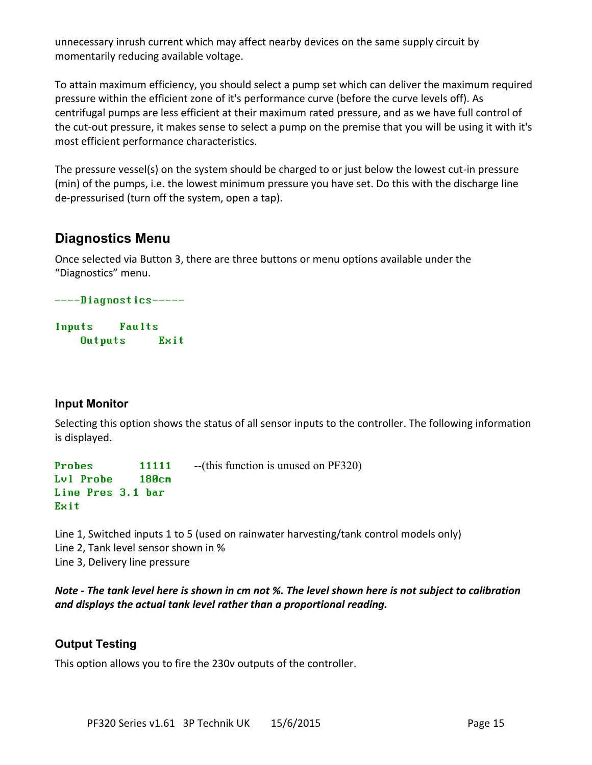unnecessary inrush current which may affect nearby devices on the same supply circuit by momentarily reducing available voltage.

To attain maximum efficiency, you should select a pump set which can deliver the maximum required pressure within the efficient zone of it's performance curve (before the curve levels off). As centrifugal pumps are less efficient at their maximum rated pressure, and as we have full control of the cut-out pressure, it makes sense to select a pump on the premise that you will be using it with it's most efficient performance characteristics.

The pressure vessel(s) on the system should be charged to or just below the lowest cut-in pressure (min) of the pumps, i.e. the lowest minimum pressure you have set. Do this with the discharge line de-pressurised (turn off the system, open a tap).

## Diagnostics Menu

Once selected via Button 3, there are three buttons or menu options available under the "Diagnostics" menu.

```
----Diagnostics-----

Inputs    Faults
    Outputs     Exit
```

### Input Monitor

Selecting this option shows the status of all sensor inputs to the controller. The following information is displayed.

```
Probes        11111      --(this function is unused on PF320)
Lvl Probe     180cm
Line Pres 3.1 bar
Exit
```

Line 1, Switched inputs 1 to 5 (used on rainwater harvesting/tank control models only)
Line 2, Tank level sensor shown in %
Line 3, Delivery line pressure

***Note - The tank level here is shown in cm not %. The level shown here is not subject to calibration and displays the actual tank level rather than a proportional reading.***

### Output Testing

This option allows you to fire the 230v outputs of the controller.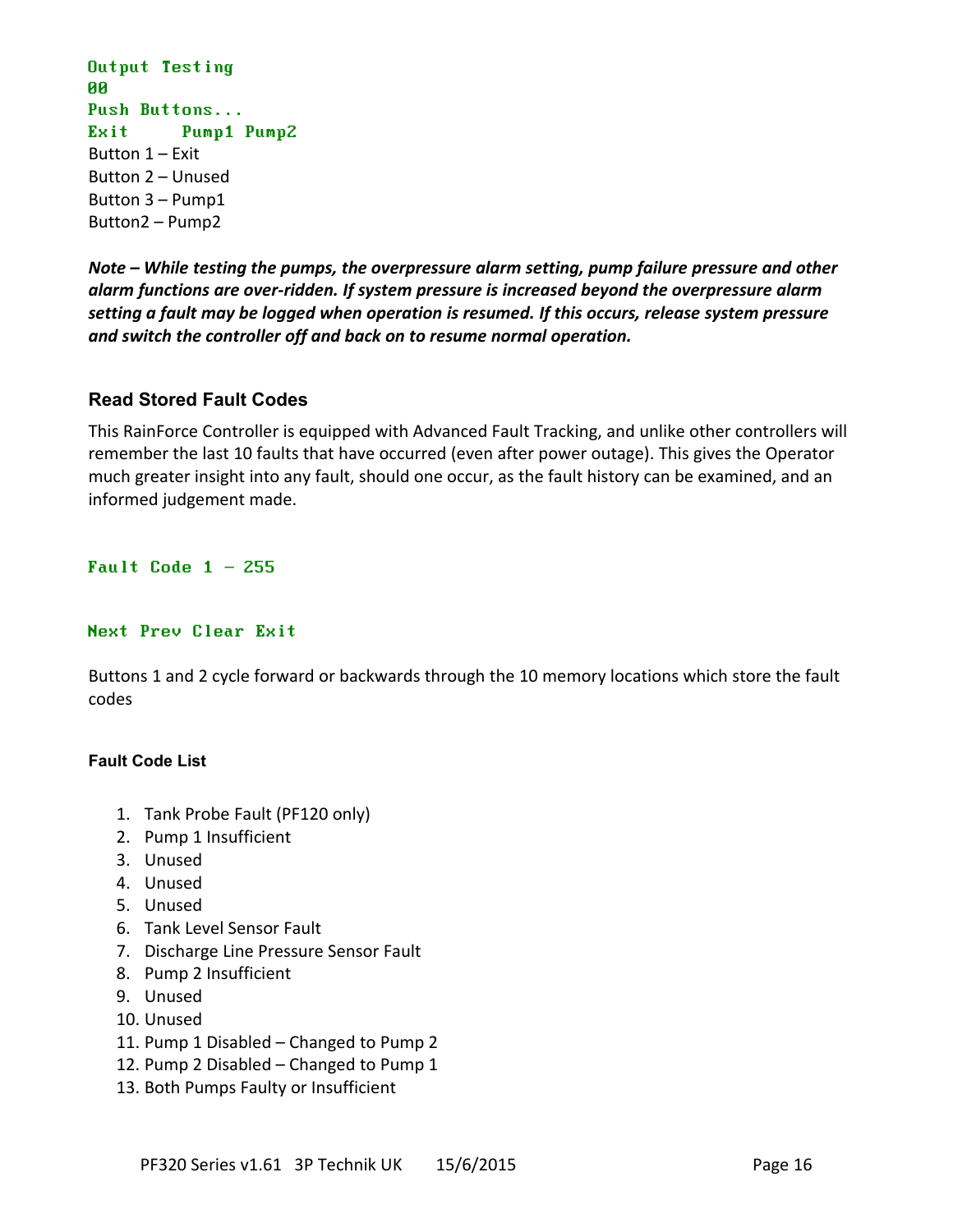```
Output Testing
00
Push Buttons...
Exit      Pump1 Pump2
```

Button 1 – Exit
Button 2 – Unused
Button 3 – Pump1
Button2 – Pump2

***Note – While testing the pumps, the overpressure alarm setting, pump failure pressure and other alarm functions are over-ridden. If system pressure is increased beyond the overpressure alarm setting a fault may be logged when operation is resumed. If this occurs, release system pressure and switch the controller off and back on to resume normal operation.***

## Read Stored Fault Codes

This RainForce Controller is equipped with Advanced Fault Tracking, and unlike other controllers will remember the last 10 faults that have occurred (even after power outage). This gives the Operator much greater insight into any fault, should one occur, as the fault history can be examined, and an informed judgement made.

```
Fault Code 1 - 255


Next Prev Clear Exit
```

Buttons 1 and 2 cycle forward or backwards through the 10 memory locations which store the fault codes

### Fault Code List

1. Tank Probe Fault (PF120 only)
2. Pump 1 Insufficient
3. Unused
4. Unused
5. Unused
6. Tank Level Sensor Fault
7. Discharge Line Pressure Sensor Fault
8. Pump 2 Insufficient
9. Unused
10. Unused
11. Pump 1 Disabled – Changed to Pump 2
12. Pump 2 Disabled – Changed to Pump 1
13. Both Pumps Faulty or Insufficient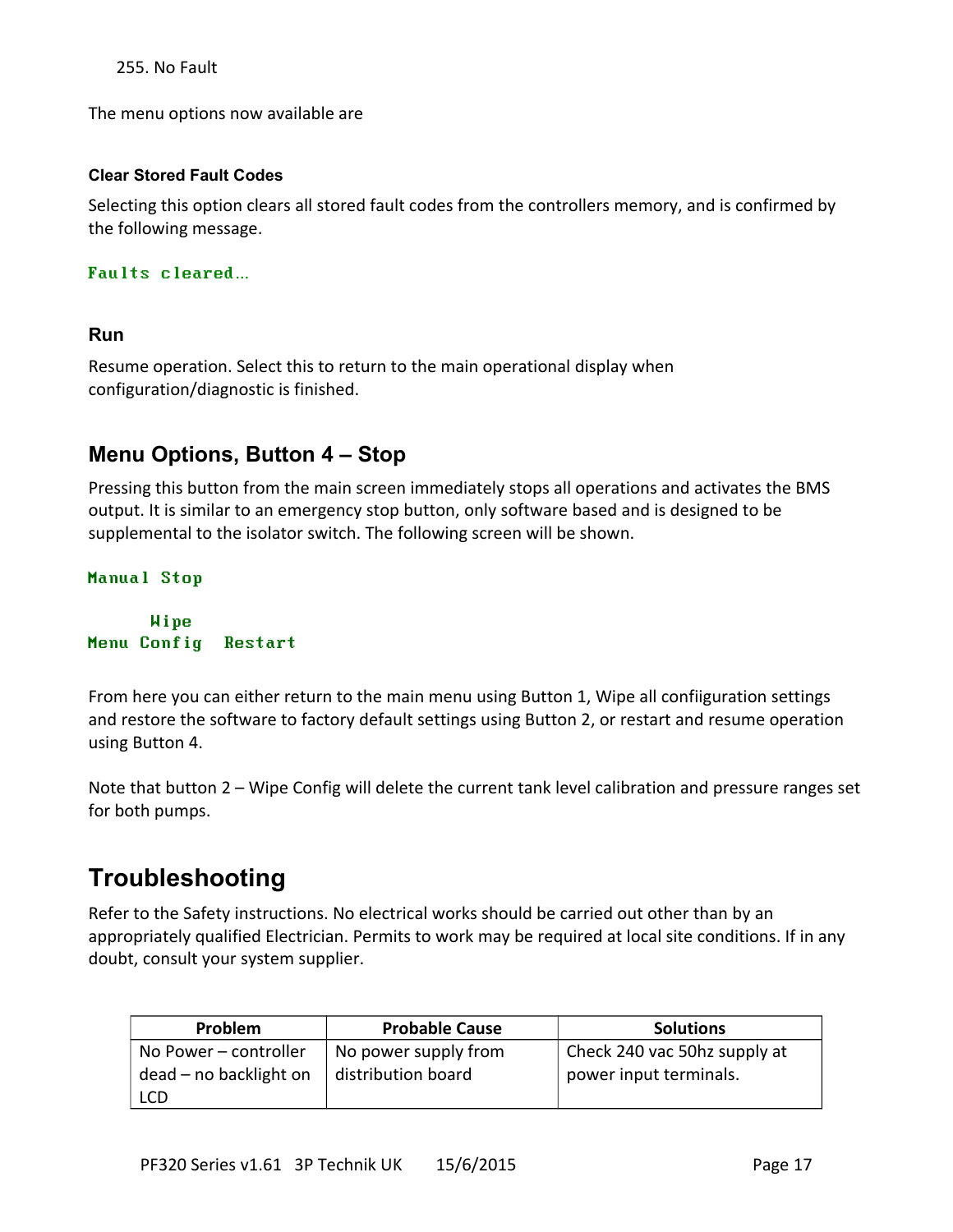255. No Fault

The menu options now available are

**Clear Stored Fault Codes**

Selecting this option clears all stored fault codes from the controllers memory, and is confirmed by the following message.

```
Faults cleared…
```

### Run

Resume operation. Select this to return to the main operational display when configuration/diagnostic is finished.

## Menu Options, Button 4 – Stop

Pressing this button from the main screen immediately stops all operations and activates the BMS output. It is similar to an emergency stop button, only software based and is designed to be supplemental to the isolator switch. The following screen will be shown.

```
Manual Stop

      Wipe
Menu Config  Restart
```

From here you can either return to the main menu using Button 1, Wipe all confiiguration settings and restore the software to factory default settings using Button 2, or restart and resume operation using Button 4.

Note that button 2 – Wipe Config will delete the current tank level calibration and pressure ranges set for both pumps.

# Troubleshooting

Refer to the Safety instructions. No electrical works should be carried out other than by an appropriately qualified Electrician. Permits to work may be required at local site conditions. If in any doubt, consult your system supplier.

| Problem | Probable Cause | Solutions |
|---|---|---|
| No Power – controller dead – no backlight on LCD | No power supply from distribution board | Check 240 vac 50hz supply at power input terminals. |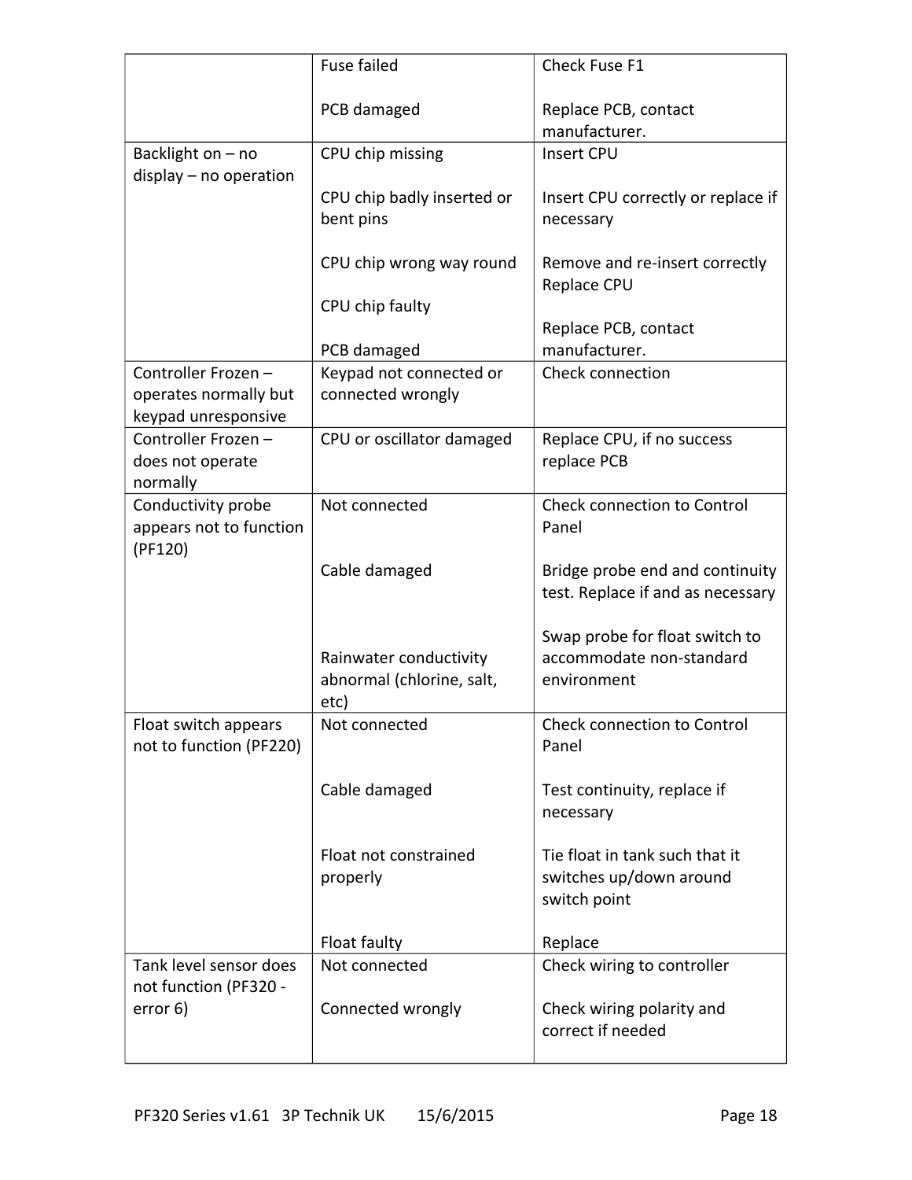| | | |
|---|---|---|
| | Fuse failed<br><br>PCB damaged | Check Fuse F1<br><br>Replace PCB, contact manufacturer. |
| Backlight on – no display – no operation | CPU chip missing<br><br>CPU chip badly inserted or bent pins<br><br>CPU chip wrong way round<br><br>CPU chip faulty<br><br>PCB damaged | Insert CPU<br><br>Insert CPU correctly or replace if necessary<br><br>Remove and re-insert correctly<br>Replace CPU<br><br>Replace PCB, contact manufacturer. |
| Controller Frozen – operates normally but keypad unresponsive | Keypad not connected or connected wrongly | Check connection |
| Controller Frozen – does not operate normally | CPU or oscillator damaged | Replace CPU, if no success replace PCB |
| Conductivity probe appears not to function (PF120) | Not connected<br><br>Cable damaged<br><br>Rainwater conductivity abnormal (chlorine, salt, etc) | Check connection to Control Panel<br><br>Bridge probe end and continuity test. Replace if and as necessary<br><br>Swap probe for float switch to accommodate non-standard environment |
| Float switch appears not to function (PF220) | Not connected<br><br>Cable damaged<br><br>Float not constrained properly<br><br>Float faulty | Check connection to Control Panel<br><br>Test continuity, replace if necessary<br><br>Tie float in tank such that it switches up/down around switch point<br><br>Replace |
| Tank level sensor does not function (PF320 - error 6) | Not connected<br><br>Connected wrongly | Check wiring to controller<br><br>Check wiring polarity and correct if needed |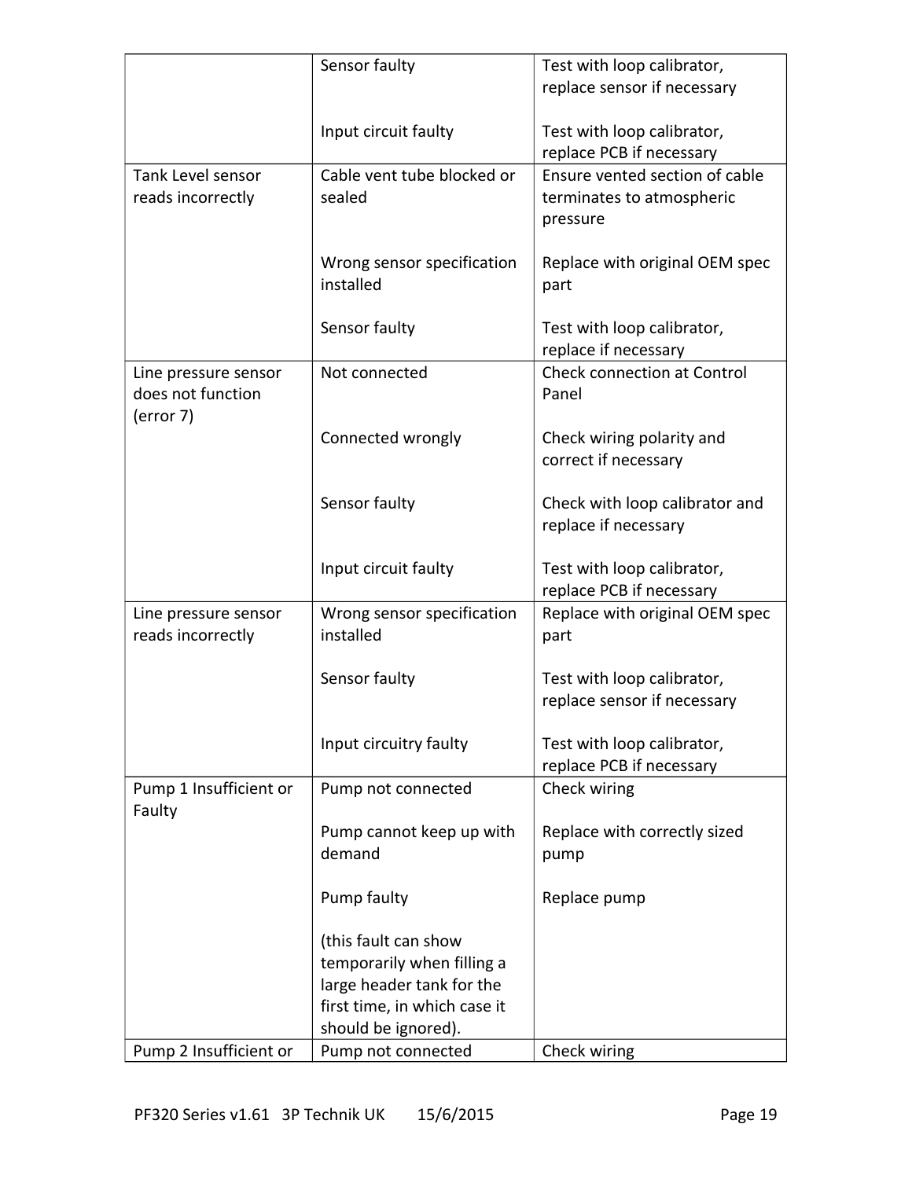| | | |
|---|---|---|
| | Sensor faulty | Test with loop calibrator, replace sensor if necessary |
| | Input circuit faulty | Test with loop calibrator, replace PCB if necessary |
| Tank Level sensor reads incorrectly | Cable vent tube blocked or sealed | Ensure vented section of cable terminates to atmospheric pressure |
| | Wrong sensor specification installed | Replace with original OEM spec part |
| | Sensor faulty | Test with loop calibrator, replace if necessary |
| Line pressure sensor does not function (error 7) | Not connected | Check connection at Control Panel |
| | Connected wrongly | Check wiring polarity and correct if necessary |
| | Sensor faulty | Check with loop calibrator and replace if necessary |
| | Input circuit faulty | Test with loop calibrator, replace PCB if necessary |
| Line pressure sensor reads incorrectly | Wrong sensor specification installed | Replace with original OEM spec part |
| | Sensor faulty | Test with loop calibrator, replace sensor if necessary |
| | Input circuitry faulty | Test with loop calibrator, replace PCB if necessary |
| Pump 1 Insufficient or Faulty | Pump not connected | Check wiring |
| | Pump cannot keep up with demand | Replace with correctly sized pump |
| | Pump faulty | Replace pump |
| | (this fault can show temporarily when filling a large header tank for the first time, in which case it should be ignored). | |
| Pump 2 Insufficient or | Pump not connected | Check wiring |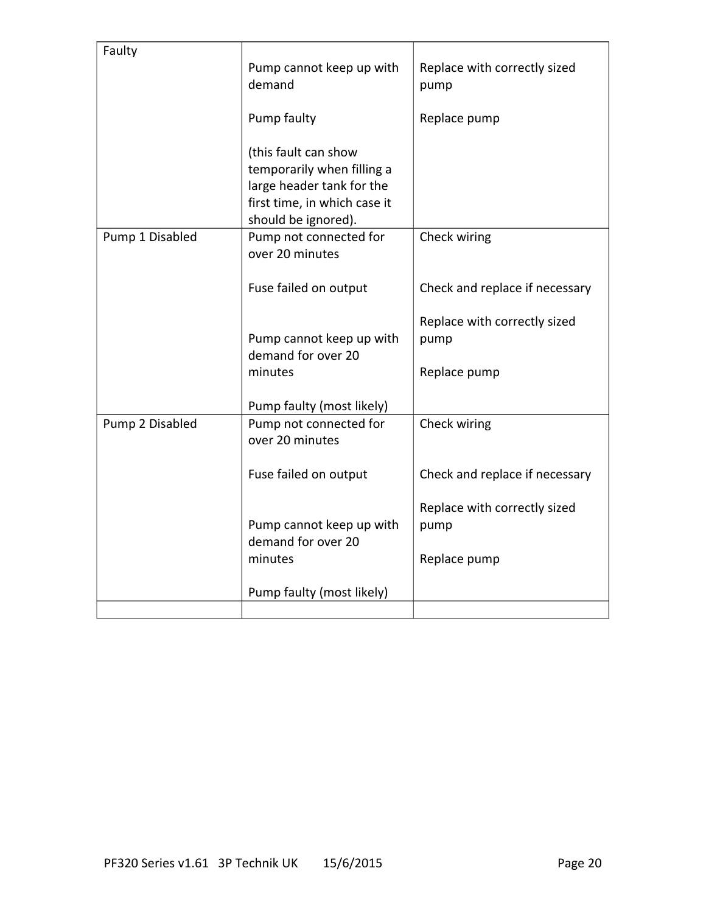| | | |
|---|---|---|
| Faulty | Pump cannot keep up with demand<br><br>Pump faulty<br><br>(this fault can show temporarily when filling a large header tank for the first time, in which case it should be ignored). | Replace with correctly sized pump<br><br>Replace pump |
| Pump 1 Disabled | Pump not connected for over 20 minutes<br><br>Fuse failed on output<br><br>Pump cannot keep up with demand for over 20 minutes<br><br>Pump faulty (most likely) | Check wiring<br><br>Check and replace if necessary<br><br>Replace with correctly sized pump<br><br>Replace pump |
| Pump 2 Disabled | Pump not connected for over 20 minutes<br><br>Fuse failed on output<br><br>Pump cannot keep up with demand for over 20 minutes<br><br>Pump faulty (most likely) | Check wiring<br><br>Check and replace if necessary<br><br>Replace with correctly sized pump<br><br>Replace pump |
| | | |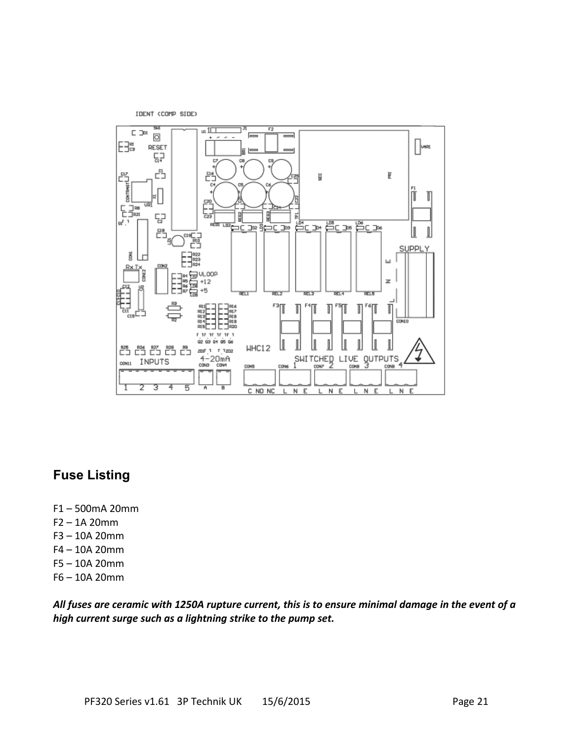## Fuse Listing

F1 – 500mA 20mm
F2 – 1A 20mm
F3 – 10A 20mm
F4 – 10A 20mm
F5 – 10A 20mm
F6 – 10A 20mm

***All fuses are ceramic with 1250A rupture current, this is to ensure minimal damage in the event of a high current surge such as a lightning strike to the pump set.***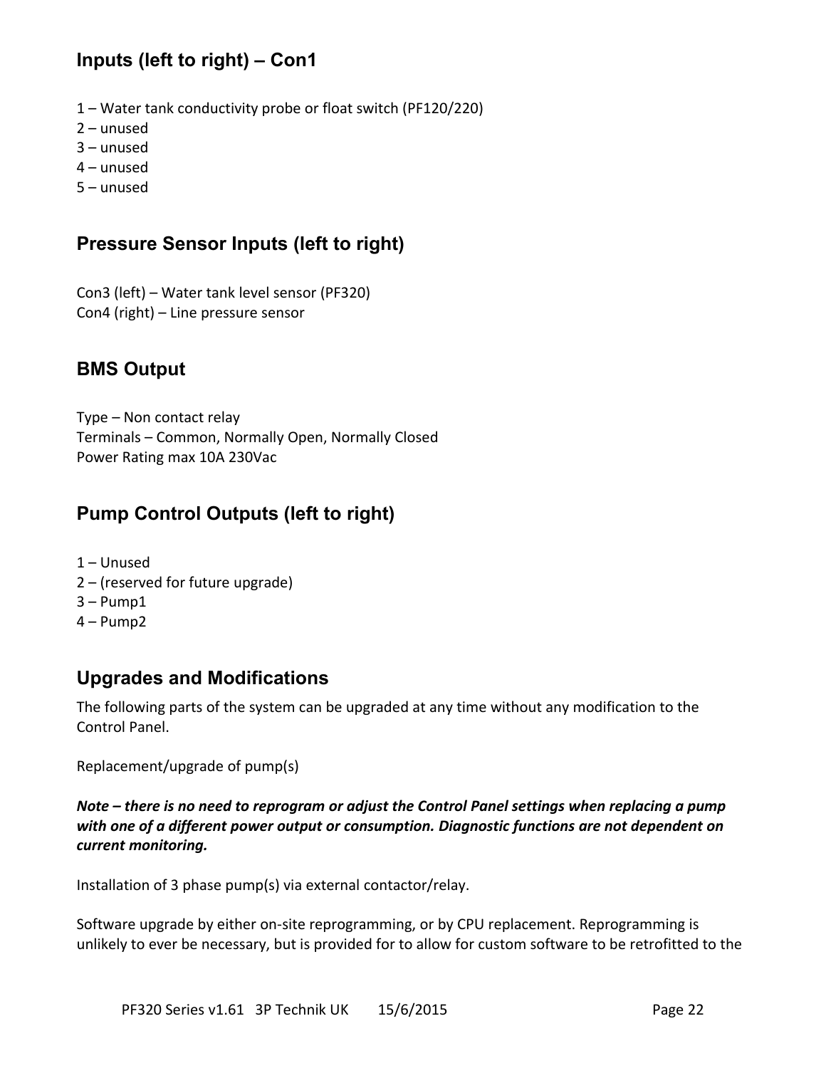## Inputs (left to right) – Con1

1 – Water tank conductivity probe or float switch (PF120/220)
2 – unused
3 – unused
4 – unused
5 – unused

## Pressure Sensor Inputs (left to right)

Con3 (left) – Water tank level sensor (PF320)
Con4 (right) – Line pressure sensor

## BMS Output

Type – Non contact relay
Terminals – Common, Normally Open, Normally Closed
Power Rating max 10A 230Vac

## Pump Control Outputs (left to right)

1 – Unused
2 – (reserved for future upgrade)
3 – Pump1
4 – Pump2

## Upgrades and Modifications

The following parts of the system can be upgraded at any time without any modification to the Control Panel.

Replacement/upgrade of pump(s)

***Note – there is no need to reprogram or adjust the Control Panel settings when replacing a pump with one of a different power output or consumption. Diagnostic functions are not dependent on current monitoring.***

Installation of 3 phase pump(s) via external contactor/relay.

Software upgrade by either on-site reprogramming, or by CPU replacement. Reprogramming is unlikely to ever be necessary, but is provided for to allow for custom software to be retrofitted to the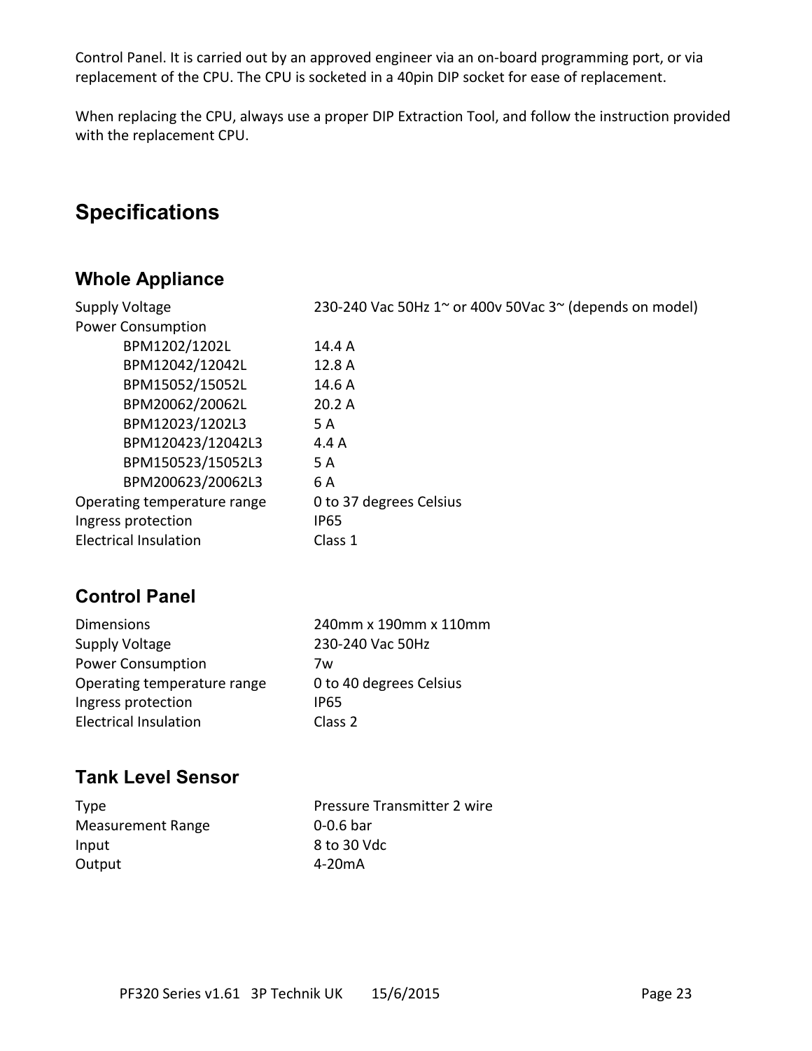Control Panel. It is carried out by an approved engineer via an on-board programming port, or via replacement of the CPU. The CPU is socketed in a 40pin DIP socket for ease of replacement.

When replacing the CPU, always use a proper DIP Extraction Tool, and follow the instruction provided with the replacement CPU.

# Specifications

## Whole Appliance

| | |
|---|---|
| Supply Voltage | 230-240 Vac 50Hz 1~ or 400v 50Vac 3~ (depends on model) |
| Power Consumption | |
| BPM1202/1202L | 14.4 A |
| BPM12042/12042L | 12.8 A |
| BPM15052/15052L | 14.6 A |
| BPM20062/20062L | 20.2 A |
| BPM12023/1202L3 | 5 A |
| BPM120423/12042L3 | 4.4 A |
| BPM150523/15052L3 | 5 A |
| BPM200623/20062L3 | 6 A |
| Operating temperature range | 0 to 37 degrees Celsius |
| Ingress protection | IP65 |
| Electrical Insulation | Class 1 |

## Control Panel

| | |
|---|---|
| Dimensions | 240mm x 190mm x 110mm |
| Supply Voltage | 230-240 Vac 50Hz |
| Power Consumption | 7w |
| Operating temperature range | 0 to 40 degrees Celsius |
| Ingress protection | IP65 |
| Electrical Insulation | Class 2 |

## Tank Level Sensor

| | |
|---|---|
| Type | Pressure Transmitter 2 wire |
| Measurement Range | 0-0.6 bar |
| Input | 8 to 30 Vdc |
| Output | 4-20mA |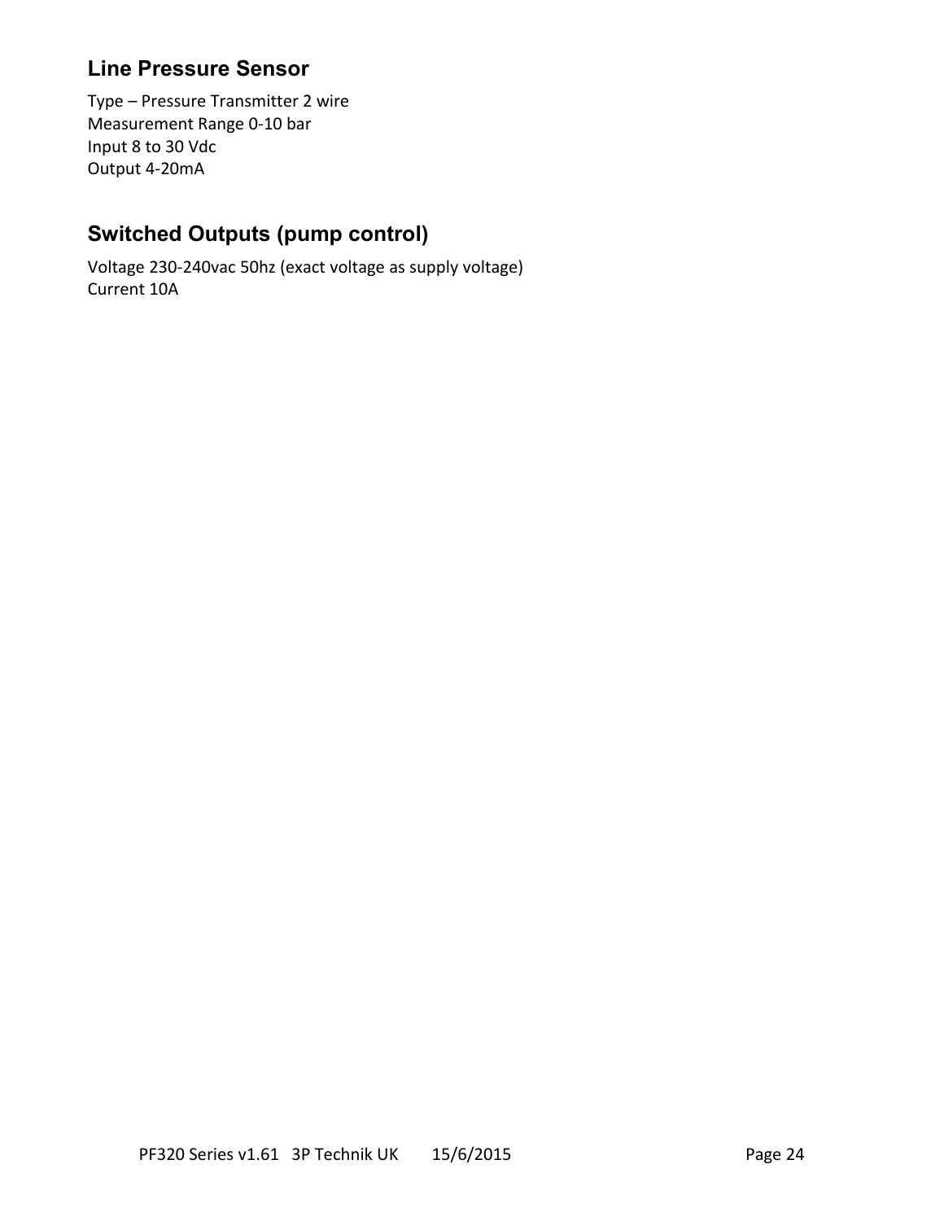## Line Pressure Sensor

Type – Pressure Transmitter 2 wire
Measurement Range 0-10 bar
Input 8 to 30 Vdc
Output 4-20mA

## Switched Outputs (pump control)

Voltage 230-240vac 50hz (exact voltage as supply voltage)
Current 10A